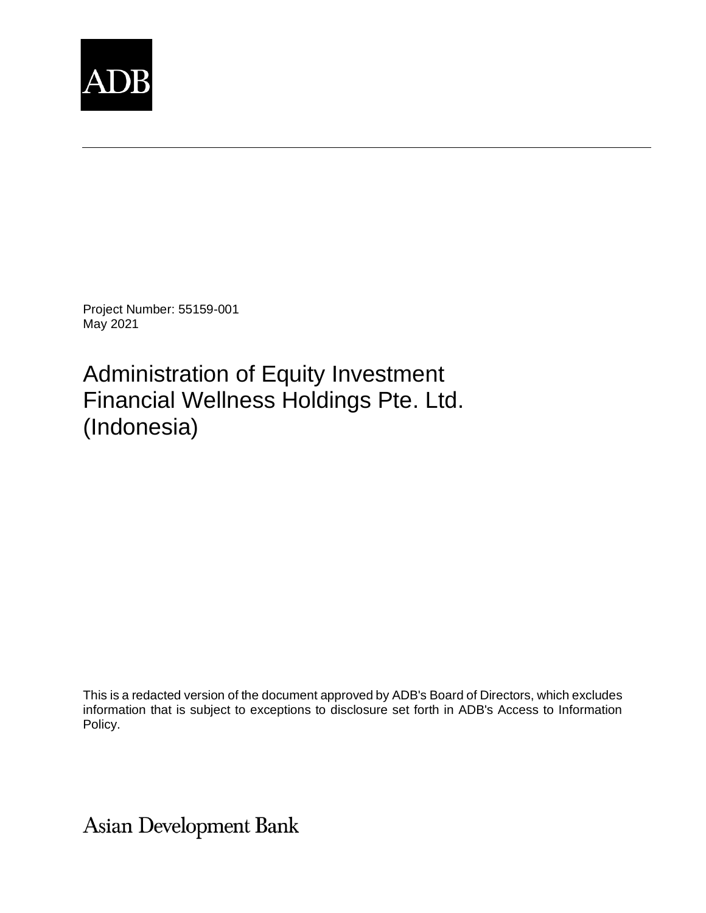ADB

Project Number: 55159-001
May 2021

# Administration of Equity Investment Financial Wellness Holdings Pte. Ltd. (Indonesia)

This is a redacted version of the document approved by ADB's Board of Directors, which excludes information that is subject to exceptions to disclosure set forth in ADB's Access to Information Policy.

Asian Development Bank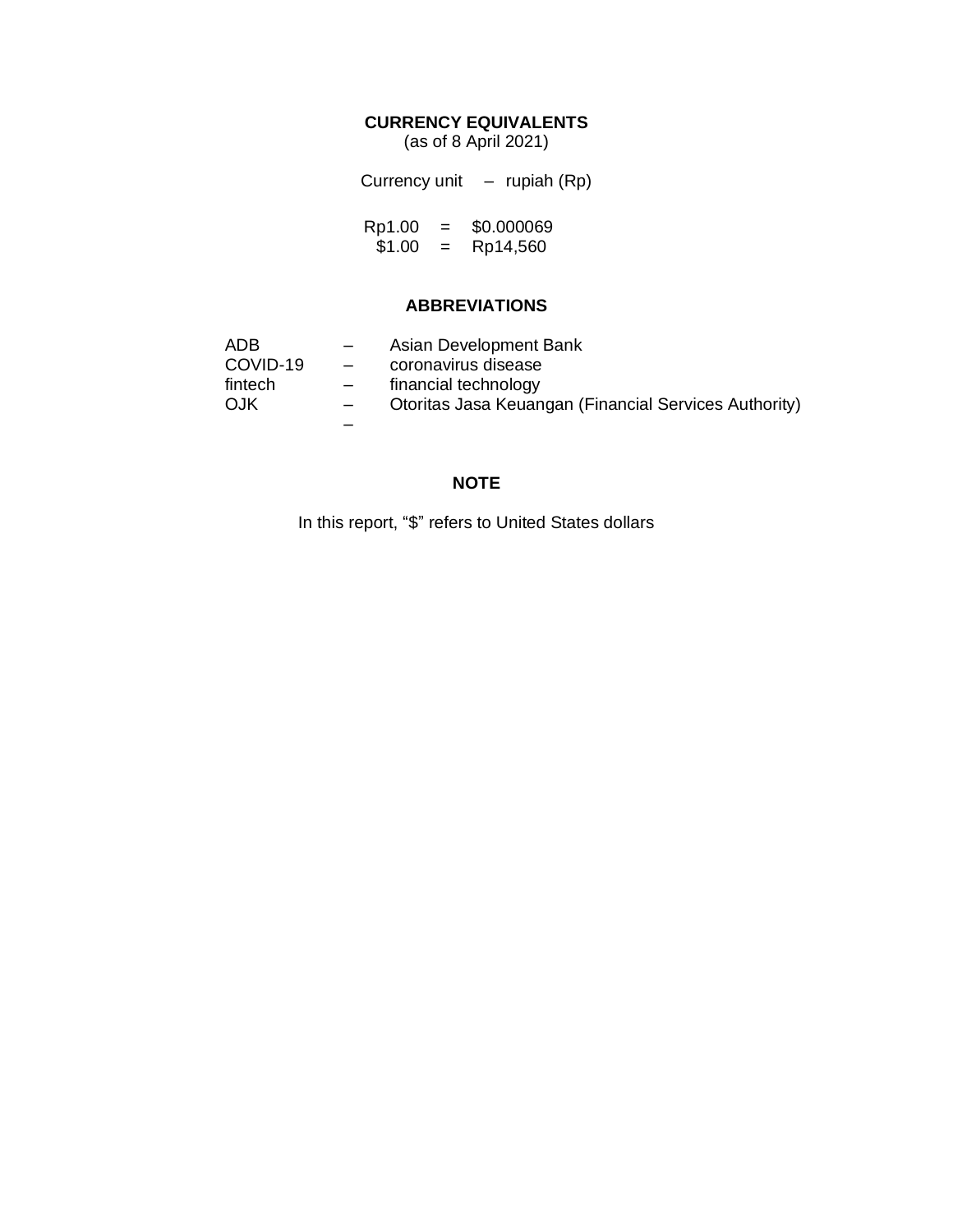## CURRENCY EQUIVALENTS

(as of 8 April 2021)

Currency unit – rupiah (Rp)

| | | |
|---|---|---|
| Rp1.00 | = | $0.000069 |
| $1.00 | = | Rp14,560 |

## ABBREVIATIONS

| | | |
|---|---|---|
| ADB | – | Asian Development Bank |
| COVID-19 | – | coronavirus disease |
| fintech | – | financial technology |
| OJK | – | Otoritas Jasa Keuangan (Financial Services Authority) |
| | – | |

## NOTE

In this report, "$" refers to United States dollars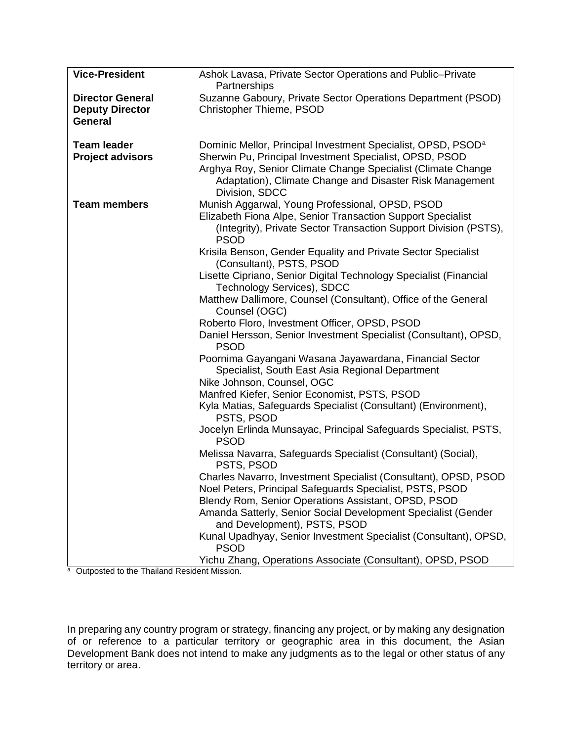| **Vice-President** | Ashok Lavasa, Private Sector Operations and Public–Private Partnerships |
|---|---|
| **Director General** | Suzanne Gaboury, Private Sector Operations Department (PSOD) |
| **Deputy Director General** | Christopher Thieme, PSOD |
| | |
| **Team leader** | Dominic Mellor, Principal Investment Specialist, OPSD, PSOD[a] |
| **Project advisors** | Sherwin Pu, Principal Investment Specialist, OPSD, PSOD |
| | Arghya Roy, Senior Climate Change Specialist (Climate Change Adaptation), Climate Change and Disaster Risk Management Division, SDCC |
| **Team members** | Munish Aggarwal, Young Professional, OPSD, PSOD |
| | Elizabeth Fiona Alpe, Senior Transaction Support Specialist (Integrity), Private Sector Transaction Support Division (PSTS), PSOD |
| | Krisila Benson, Gender Equality and Private Sector Specialist (Consultant), PSTS, PSOD |
| | Lisette Cipriano, Senior Digital Technology Specialist (Financial Technology Services), SDCC |
| | Matthew Dallimore, Counsel (Consultant), Office of the General Counsel (OGC) |
| | Roberto Floro, Investment Officer, OPSD, PSOD |
| | Daniel Hersson, Senior Investment Specialist (Consultant), OPSD, PSOD |
| | Poornima Gayangani Wasana Jayawardana, Financial Sector Specialist, South East Asia Regional Department |
| | Nike Johnson, Counsel, OGC |
| | Manfred Kiefer, Senior Economist, PSTS, PSOD |
| | Kyla Matias, Safeguards Specialist (Consultant) (Environment), PSTS, PSOD |
| | Jocelyn Erlinda Munsayac, Principal Safeguards Specialist, PSTS, PSOD |
| | Melissa Navarra, Safeguards Specialist (Consultant) (Social), PSTS, PSOD |
| | Charles Navarro, Investment Specialist (Consultant), OPSD, PSOD |
| | Noel Peters, Principal Safeguards Specialist, PSTS, PSOD |
| | Blendy Rom, Senior Operations Assistant, OPSD, PSOD |
| | Amanda Satterly, Senior Social Development Specialist (Gender and Development), PSTS, PSOD |
| | Kunal Upadhyay, Senior Investment Specialist (Consultant), OPSD, PSOD |
| | Yichu Zhang, Operations Associate (Consultant), OPSD, PSOD |

[a] Outposted to the Thailand Resident Mission.

In preparing any country program or strategy, financing any project, or by making any designation of or reference to a particular territory or geographic area in this document, the Asian Development Bank does not intend to make any judgments as to the legal or other status of any territory or area.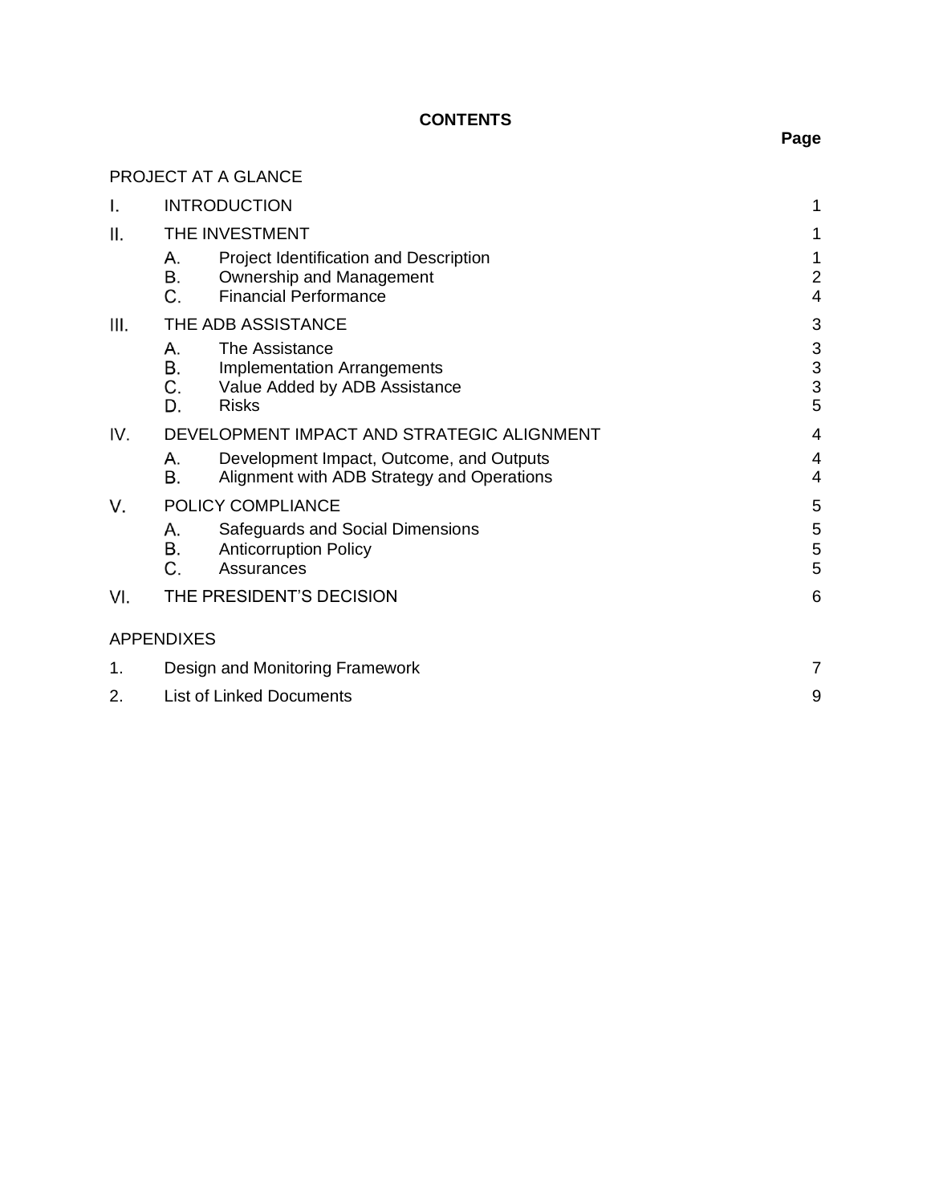**CONTENTS**

| | | | Page |
|---|---|---|---|
| PROJECT AT A GLANCE | | | |
| I. | INTRODUCTION | | 1 |
| II. | THE INVESTMENT | | 1 |
| | A. | Project Identification and Description | 1 |
| | B. | Ownership and Management | 2 |
| | C. | Financial Performance | 4 |
| III. | THE ADB ASSISTANCE | | 3 |
| | A. | The Assistance | 3 |
| | B. | Implementation Arrangements | 3 |
| | C. | Value Added by ADB Assistance | 3 |
| | D. | Risks | 5 |
| IV. | DEVELOPMENT IMPACT AND STRATEGIC ALIGNMENT | | 4 |
| | A. | Development Impact, Outcome, and Outputs | 4 |
| | B. | Alignment with ADB Strategy and Operations | 4 |
| V. | POLICY COMPLIANCE | | 5 |
| | A. | Safeguards and Social Dimensions | 5 |
| | B. | Anticorruption Policy | 5 |
| | C. | Assurances | 5 |
| VI. | THE PRESIDENT'S DECISION | | 6 |
| APPENDIXES | | | |
| 1. | Design and Monitoring Framework | | 7 |
| 2. | List of Linked Documents | | 9 |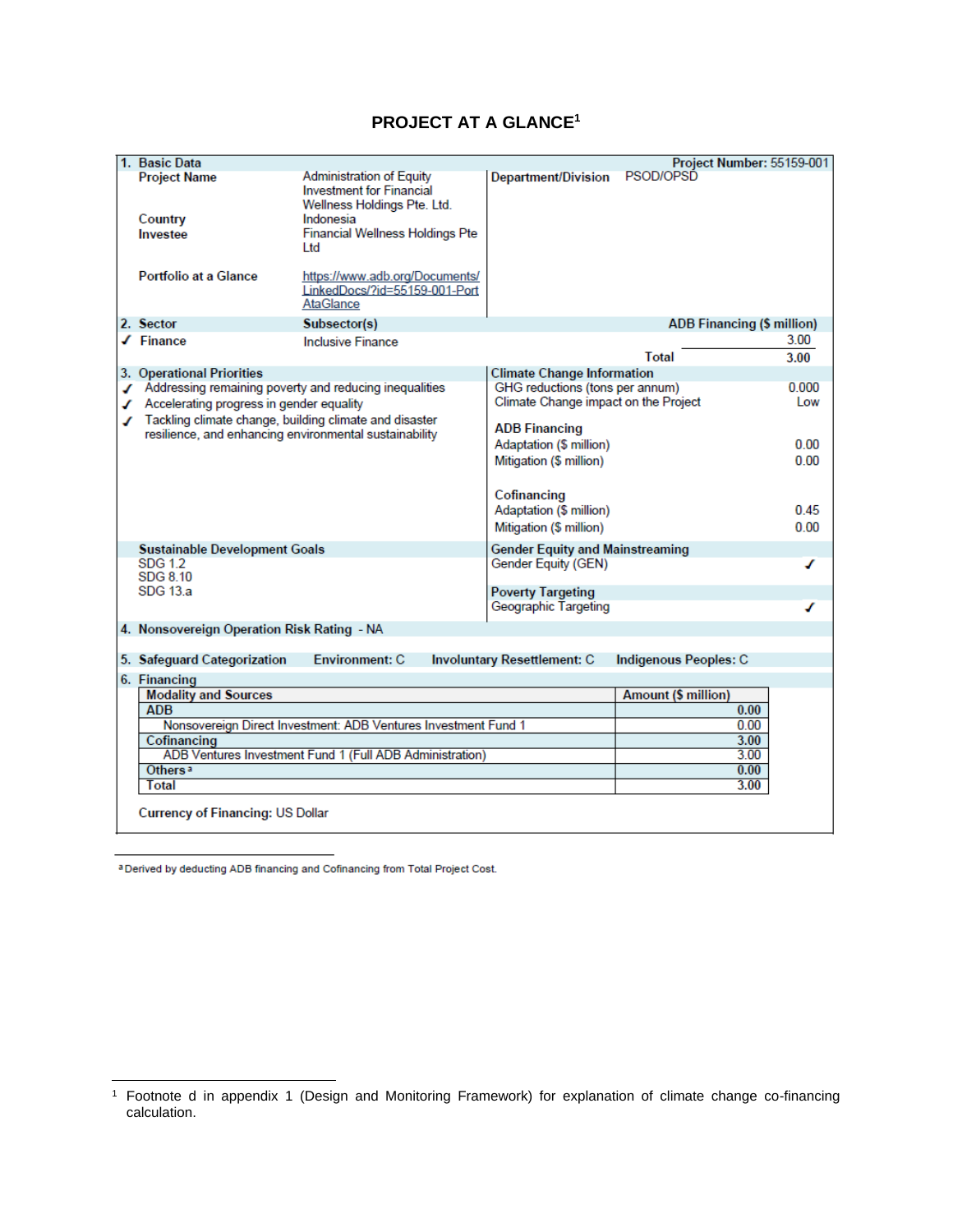# PROJECT AT A GLANCE[1]

| 1. Basic Data | | | Project Number: 55159-001 |
|---|---|---|---|
| Project Name | Administration of Equity Investment for Financial Wellness Holdings Pte. Ltd. | Department/Division | PSOD/OPSD |
| Country | Indonesia | | |
| Investee | Financial Wellness Holdings Pte Ltd | | |
| Portfolio at a Glance | https://www.adb.org/Documents/LinkedDocs/?id=55159-001-PortAtaGlance | | |

| 2. Sector | Subsector(s) | ADB Financing ($ million) |
|---|---|---|
| ✓ Finance | Inclusive Finance | 3.00 |
| | Total | 3.00 |

| 3. Operational Priorities | Climate Change Information | |
|---|---|---|
| ✓ Addressing remaining poverty and reducing inequalities | GHG reductions (tons per annum) | 0.000 |
| ✓ Accelerating progress in gender equality | Climate Change impact on the Project | Low |
| ✓ Tackling climate change, building climate and disaster resilience, and enhancing environmental sustainability | **ADB Financing** | |
| | Adaptation ($ million) | 0.00 |
| | Mitigation ($ million) | 0.00 |
| | **Cofinancing** | |
| | Adaptation ($ million) | 0.45 |
| | Mitigation ($ million) | 0.00 |
| **Sustainable Development Goals** | **Gender Equity and Mainstreaming** | |
| SDG 1.2<br>SDG 8.10<br>SDG 13.a | Gender Equity (GEN) | ✓ |
| | **Poverty Targeting** | |
| | Geographic Targeting | ✓ |

**4. Nonsovereign Operation Risk Rating** - NA

**5. Safeguard Categorization** Environment: C Involuntary Resettlement: C Indigenous Peoples: C

**6. Financing**

| Modality and Sources | Amount ($ million) |
|---|---|
| **ADB** | **0.00** |
| Nonsovereign Direct Investment: ADB Ventures Investment Fund 1 | 0.00 |
| **Cofinancing** | **3.00** |
| ADB Ventures Investment Fund 1 (Full ADB Administration) | 3.00 |
| **Others** [a] | **0.00** |
| Total | 3.00 |

**Currency of Financing:** US Dollar

[a] Derived by deducting ADB financing and Cofinancing from Total Project Cost.

[1] Footnote d in appendix 1 (Design and Monitoring Framework) for explanation of climate change co-financing calculation.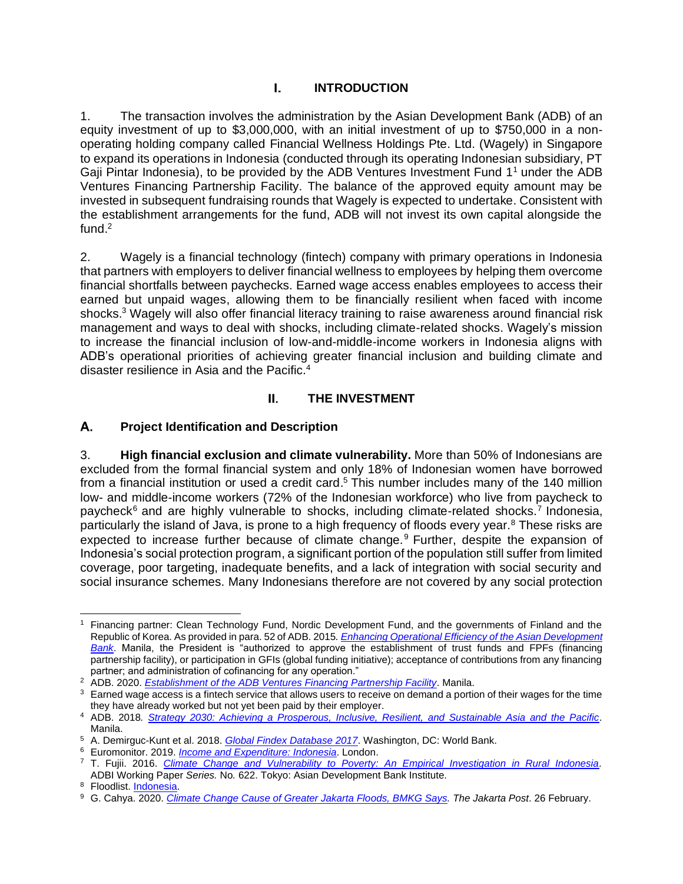# I. INTRODUCTION

1. The transaction involves the administration by the Asian Development Bank (ADB) of an equity investment of up to $3,000,000, with an initial investment of up to $750,000 in a non-operating holding company called Financial Wellness Holdings Pte. Ltd. (Wagely) in Singapore to expand its operations in Indonesia (conducted through its operating Indonesian subsidiary, PT Gaji Pintar Indonesia), to be provided by the ADB Ventures Investment Fund 1[1] under the ADB Ventures Financing Partnership Facility. The balance of the approved equity amount may be invested in subsequent fundraising rounds that Wagely is expected to undertake. Consistent with the establishment arrangements for the fund, ADB will not invest its own capital alongside the fund.[2]

2. Wagely is a financial technology (fintech) company with primary operations in Indonesia that partners with employers to deliver financial wellness to employees by helping them overcome financial shortfalls between paychecks. Earned wage access enables employees to access their earned but unpaid wages, allowing them to be financially resilient when faced with income shocks.[3] Wagely will also offer financial literacy training to raise awareness around financial risk management and ways to deal with shocks, including climate-related shocks. Wagely's mission to increase the financial inclusion of low-and-middle-income workers in Indonesia aligns with ADB's operational priorities of achieving greater financial inclusion and building climate and disaster resilience in Asia and the Pacific.[4]

# II. THE INVESTMENT

## A. Project Identification and Description

3. **High financial exclusion and climate vulnerability.** More than 50% of Indonesians are excluded from the formal financial system and only 18% of Indonesian women have borrowed from a financial institution or used a credit card.[5] This number includes many of the 140 million low- and middle-income workers (72% of the Indonesian workforce) who live from paycheck to paycheck[6] and are highly vulnerable to shocks, including climate-related shocks.[7] Indonesia, particularly the island of Java, is prone to a high frequency of floods every year.[8] These risks are expected to increase further because of climate change.[9] Further, despite the expansion of Indonesia's social protection program, a significant portion of the population still suffer from limited coverage, poor targeting, inadequate benefits, and a lack of integration with social security and social insurance schemes. Many Indonesians therefore are not covered by any social protection

---

[1] Financing partner: Clean Technology Fund, Nordic Development Fund, and the governments of Finland and the Republic of Korea. As provided in para. 52 of ADB. 2015. *Enhancing Operational Efficiency of the Asian Development Bank*. Manila, the President is "authorized to approve the establishment of trust funds and FPFs (financing partnership facility), or participation in GFIs (global funding initiative); acceptance of contributions from any financing partner; and administration of cofinancing for any operation."

[2] ADB. 2020. *Establishment of the ADB Ventures Financing Partnership Facility*. Manila.

[3] Earned wage access is a fintech service that allows users to receive on demand a portion of their wages for the time they have already worked but not yet been paid by their employer.

[4] ADB. 2018. *Strategy 2030: Achieving a Prosperous, Inclusive, Resilient, and Sustainable Asia and the Pacific*. Manila.

[5] A. Demirguc-Kunt et al. 2018. *Global Findex Database 2017*. Washington, DC: World Bank.

[6] Euromonitor. 2019. *Income and Expenditure: Indonesia*. London.

[7] T. Fujii. 2016. *Climate Change and Vulnerability to Poverty: An Empirical Investigation in Rural Indonesia*. ADBI Working Paper *Series.* No. 622. Tokyo: Asian Development Bank Institute.

[8] Floodlist. Indonesia.

[9] G. Cahya. 2020. *Climate Change Cause of Greater Jakarta Floods, BMKG Says*. *The Jakarta Post*. 26 February.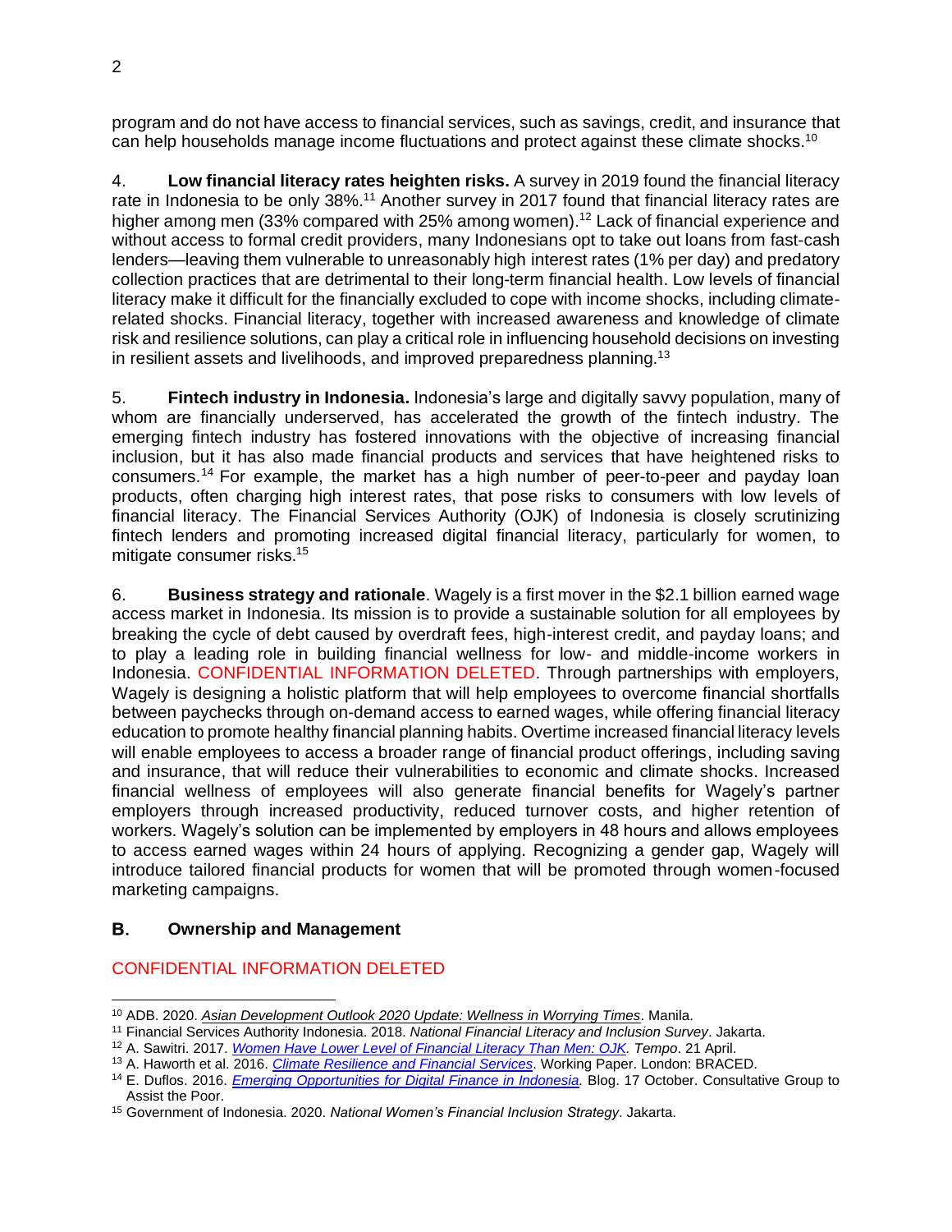program and do not have access to financial services, such as savings, credit, and insurance that can help households manage income fluctuations and protect against these climate shocks.[10]

4. **Low financial literacy rates heighten risks.** A survey in 2019 found the financial literacy rate in Indonesia to be only 38%.[11] Another survey in 2017 found that financial literacy rates are higher among men (33% compared with 25% among women).[12] Lack of financial experience and without access to formal credit providers, many Indonesians opt to take out loans from fast-cash lenders—leaving them vulnerable to unreasonably high interest rates (1% per day) and predatory collection practices that are detrimental to their long-term financial health. Low levels of financial literacy make it difficult for the financially excluded to cope with income shocks, including climate-related shocks. Financial literacy, together with increased awareness and knowledge of climate risk and resilience solutions, can play a critical role in influencing household decisions on investing in resilient assets and livelihoods, and improved preparedness planning.[13]

5. **Fintech industry in Indonesia.** Indonesia's large and digitally savvy population, many of whom are financially underserved, has accelerated the growth of the fintech industry. The emerging fintech industry has fostered innovations with the objective of increasing financial inclusion, but it has also made financial products and services that have heightened risks to consumers.[14] For example, the market has a high number of peer-to-peer and payday loan products, often charging high interest rates, that pose risks to consumers with low levels of financial literacy. The Financial Services Authority (OJK) of Indonesia is closely scrutinizing fintech lenders and promoting increased digital financial literacy, particularly for women, to mitigate consumer risks.[15]

6. **Business strategy and rationale**. Wagely is a first mover in the $2.1 billion earned wage access market in Indonesia. Its mission is to provide a sustainable solution for all employees by breaking the cycle of debt caused by overdraft fees, high-interest credit, and payday loans; and to play a leading role in building financial wellness for low- and middle-income workers in Indonesia. CONFIDENTIAL INFORMATION DELETED. Through partnerships with employers, Wagely is designing a holistic platform that will help employees to overcome financial shortfalls between paychecks through on-demand access to earned wages, while offering financial literacy education to promote healthy financial planning habits. Overtime increased financial literacy levels will enable employees to access a broader range of financial product offerings, including saving and insurance, that will reduce their vulnerabilities to economic and climate shocks. Increased financial wellness of employees will also generate financial benefits for Wagely's partner employers through increased productivity, reduced turnover costs, and higher retention of workers. Wagely's solution can be implemented by employers in 48 hours and allows employees to access earned wages within 24 hours of applying. Recognizing a gender gap, Wagely will introduce tailored financial products for women that will be promoted through women-focused marketing campaigns.

## B. Ownership and Management

CONFIDENTIAL INFORMATION DELETED

---

[10] ADB. 2020. *Asian Development Outlook 2020 Update: Wellness in Worrying Times*. Manila.

[11] Financial Services Authority Indonesia. 2018. *National Financial Literacy and Inclusion Survey*. Jakarta.

[12] A. Sawitri. 2017. *Women Have Lower Level of Financial Literacy Than Men: OJK*. *Tempo*. 21 April.

[13] A. Haworth et al. 2016. *Climate Resilience and Financial Services*. Working Paper. London: BRACED.

[14] E. Duflos. 2016. *Emerging Opportunities for Digital Finance in Indonesia*. Blog. 17 October. Consultative Group to Assist the Poor.

[15] Government of Indonesia. 2020. *National Women's Financial Inclusion Strategy*. Jakarta.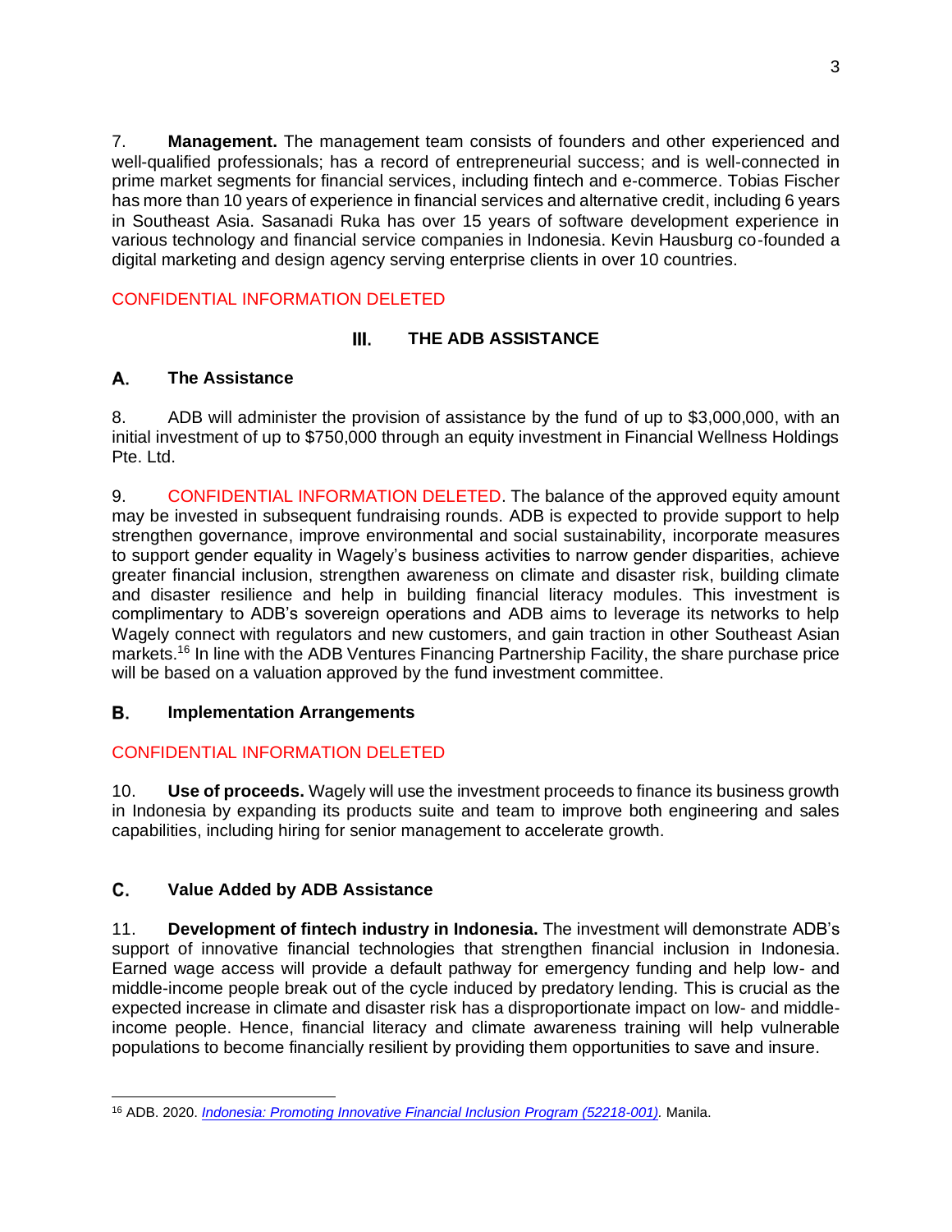7. **Management.** The management team consists of founders and other experienced and well-qualified professionals; has a record of entrepreneurial success; and is well-connected in prime market segments for financial services, including fintech and e-commerce. Tobias Fischer has more than 10 years of experience in financial services and alternative credit, including 6 years in Southeast Asia. Sasanadi Ruka has over 15 years of software development experience in various technology and financial service companies in Indonesia. Kevin Hausburg co-founded a digital marketing and design agency serving enterprise clients in over 10 countries.

CONFIDENTIAL INFORMATION DELETED

# III. THE ADB ASSISTANCE

## A. The Assistance

8. ADB will administer the provision of assistance by the fund of up to $3,000,000, with an initial investment of up to $750,000 through an equity investment in Financial Wellness Holdings Pte. Ltd.

9. CONFIDENTIAL INFORMATION DELETED. The balance of the approved equity amount may be invested in subsequent fundraising rounds. ADB is expected to provide support to help strengthen governance, improve environmental and social sustainability, incorporate measures to support gender equality in Wagely's business activities to narrow gender disparities, achieve greater financial inclusion, strengthen awareness on climate and disaster risk, building climate and disaster resilience and help in building financial literacy modules. This investment is complimentary to ADB's sovereign operations and ADB aims to leverage its networks to help Wagely connect with regulators and new customers, and gain traction in other Southeast Asian markets.[16] In line with the ADB Ventures Financing Partnership Facility, the share purchase price will be based on a valuation approved by the fund investment committee.

## B. Implementation Arrangements

CONFIDENTIAL INFORMATION DELETED

10. **Use of proceeds.** Wagely will use the investment proceeds to finance its business growth in Indonesia by expanding its products suite and team to improve both engineering and sales capabilities, including hiring for senior management to accelerate growth.

## C. Value Added by ADB Assistance

11. **Development of fintech industry in Indonesia.** The investment will demonstrate ADB's support of innovative financial technologies that strengthen financial inclusion in Indonesia. Earned wage access will provide a default pathway for emergency funding and help low- and middle-income people break out of the cycle induced by predatory lending. This is crucial as the expected increase in climate and disaster risk has a disproportionate impact on low- and middle-income people. Hence, financial literacy and climate awareness training will help vulnerable populations to become financially resilient by providing them opportunities to save and insure.

---

[16] ADB. 2020. *Indonesia: Promoting Innovative Financial Inclusion Program (52218-001).* Manila.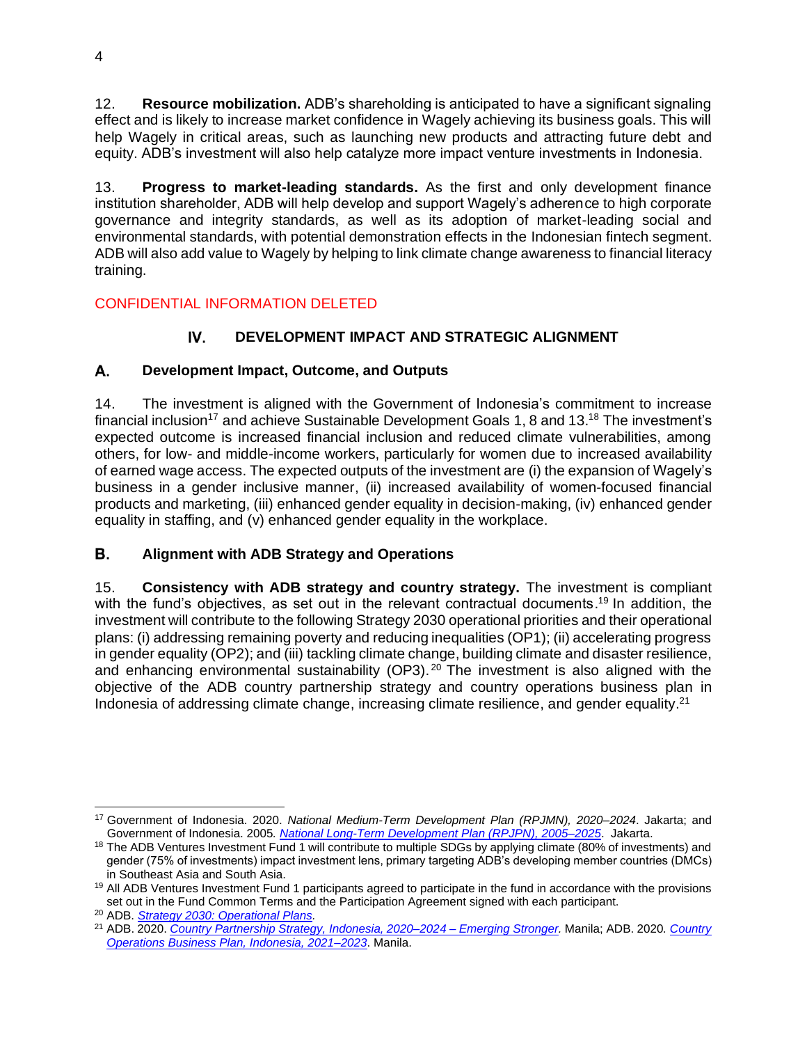12. **Resource mobilization.** ADB's shareholding is anticipated to have a significant signaling effect and is likely to increase market confidence in Wagely achieving its business goals. This will help Wagely in critical areas, such as launching new products and attracting future debt and equity. ADB's investment will also help catalyze more impact venture investments in Indonesia.

13. **Progress to market-leading standards.** As the first and only development finance institution shareholder, ADB will help develop and support Wagely's adherence to high corporate governance and integrity standards, as well as its adoption of market-leading social and environmental standards, with potential demonstration effects in the Indonesian fintech segment. ADB will also add value to Wagely by helping to link climate change awareness to financial literacy training.

CONFIDENTIAL INFORMATION DELETED

## IV. DEVELOPMENT IMPACT AND STRATEGIC ALIGNMENT

### A. Development Impact, Outcome, and Outputs

14. The investment is aligned with the Government of Indonesia's commitment to increase financial inclusion[17] and achieve Sustainable Development Goals 1, 8 and 13.[18] The investment's expected outcome is increased financial inclusion and reduced climate vulnerabilities, among others, for low- and middle-income workers, particularly for women due to increased availability of earned wage access. The expected outputs of the investment are (i) the expansion of Wagely's business in a gender inclusive manner, (ii) increased availability of women-focused financial products and marketing, (iii) enhanced gender equality in decision-making, (iv) enhanced gender equality in staffing, and (v) enhanced gender equality in the workplace.

### B. Alignment with ADB Strategy and Operations

15. **Consistency with ADB strategy and country strategy.** The investment is compliant with the fund's objectives, as set out in the relevant contractual documents.[19] In addition, the investment will contribute to the following Strategy 2030 operational priorities and their operational plans: (i) addressing remaining poverty and reducing inequalities (OP1); (ii) accelerating progress in gender equality (OP2); and (iii) tackling climate change, building climate and disaster resilience, and enhancing environmental sustainability (OP3).[20] The investment is also aligned with the objective of the ADB country partnership strategy and country operations business plan in Indonesia of addressing climate change, increasing climate resilience, and gender equality.[21]

---

[17] Government of Indonesia. 2020. *National Medium-Term Development Plan (RPJMN), 2020–2024*. Jakarta; and Government of Indonesia. 2005. *National Long-Term Development Plan (RPJPN), 2005–2025*. Jakarta.

[18] The ADB Ventures Investment Fund 1 will contribute to multiple SDGs by applying climate (80% of investments) and gender (75% of investments) impact investment lens, primary targeting ADB's developing member countries (DMCs) in Southeast Asia and South Asia.

[19] All ADB Ventures Investment Fund 1 participants agreed to participate in the fund in accordance with the provisions set out in the Fund Common Terms and the Participation Agreement signed with each participant.

[20] ADB. *Strategy 2030: Operational Plans*.

[21] ADB. 2020. *Country Partnership Strategy, Indonesia, 2020–2024 – Emerging Stronger*. Manila; ADB. 2020. *Country Operations Business Plan, Indonesia, 2021–2023*. Manila.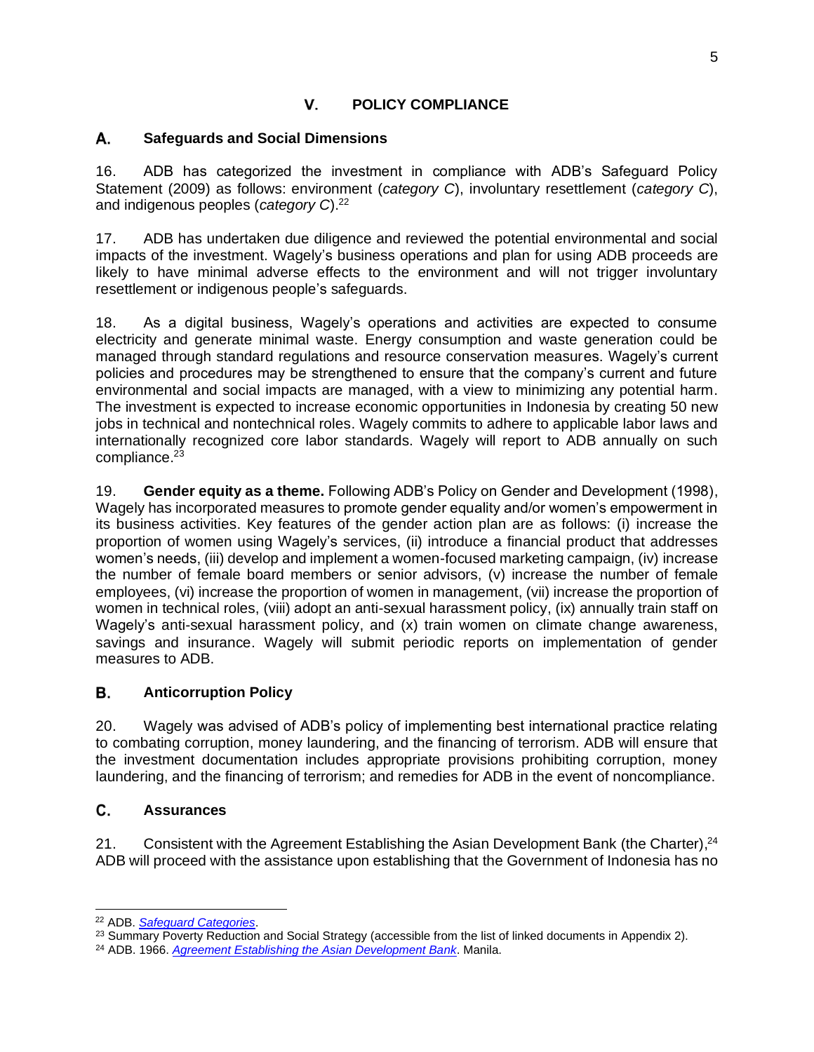# V. POLICY COMPLIANCE

## A. Safeguards and Social Dimensions

16. ADB has categorized the investment in compliance with ADB's Safeguard Policy Statement (2009) as follows: environment (*category C*), involuntary resettlement (*category C*), and indigenous peoples (*category C*).[22]

17. ADB has undertaken due diligence and reviewed the potential environmental and social impacts of the investment. Wagely's business operations and plan for using ADB proceeds are likely to have minimal adverse effects to the environment and will not trigger involuntary resettlement or indigenous people's safeguards.

18. As a digital business, Wagely's operations and activities are expected to consume electricity and generate minimal waste. Energy consumption and waste generation could be managed through standard regulations and resource conservation measures. Wagely's current policies and procedures may be strengthened to ensure that the company's current and future environmental and social impacts are managed, with a view to minimizing any potential harm. The investment is expected to increase economic opportunities in Indonesia by creating 50 new jobs in technical and nontechnical roles. Wagely commits to adhere to applicable labor laws and internationally recognized core labor standards. Wagely will report to ADB annually on such compliance.[23]

19. **Gender equity as a theme.** Following ADB's Policy on Gender and Development (1998), Wagely has incorporated measures to promote gender equality and/or women's empowerment in its business activities. Key features of the gender action plan are as follows: (i) increase the proportion of women using Wagely's services, (ii) introduce a financial product that addresses women's needs, (iii) develop and implement a women-focused marketing campaign, (iv) increase the number of female board members or senior advisors, (v) increase the number of female employees, (vi) increase the proportion of women in management, (vii) increase the proportion of women in technical roles, (viii) adopt an anti-sexual harassment policy, (ix) annually train staff on Wagely's anti-sexual harassment policy, and (x) train women on climate change awareness, savings and insurance. Wagely will submit periodic reports on implementation of gender measures to ADB.

## B. Anticorruption Policy

20. Wagely was advised of ADB's policy of implementing best international practice relating to combating corruption, money laundering, and the financing of terrorism. ADB will ensure that the investment documentation includes appropriate provisions prohibiting corruption, money laundering, and the financing of terrorism; and remedies for ADB in the event of noncompliance.

## C. Assurances

21. Consistent with the Agreement Establishing the Asian Development Bank (the Charter),[24] ADB will proceed with the assistance upon establishing that the Government of Indonesia has no

---

[22] ADB. *Safeguard Categories*.

[23] Summary Poverty Reduction and Social Strategy (accessible from the list of linked documents in Appendix 2).

[24] ADB. 1966. *Agreement Establishing the Asian Development Bank*. Manila.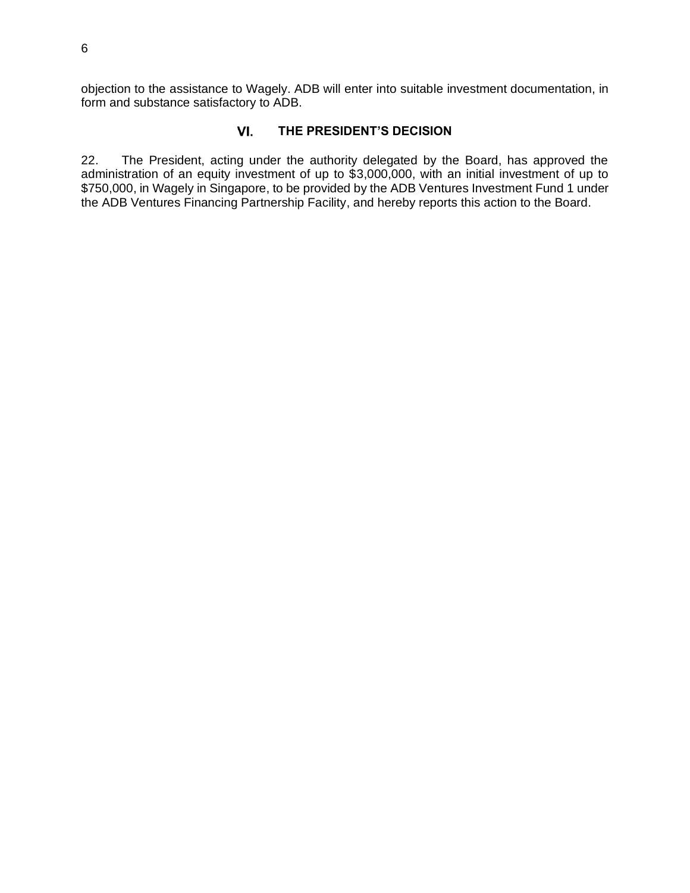objection to the assistance to Wagely. ADB will enter into suitable investment documentation, in form and substance satisfactory to ADB.

## VI. THE PRESIDENT'S DECISION

22. The President, acting under the authority delegated by the Board, has approved the administration of an equity investment of up to $3,000,000, with an initial investment of up to $750,000, in Wagely in Singapore, to be provided by the ADB Ventures Investment Fund 1 under the ADB Ventures Financing Partnership Facility, and hereby reports this action to the Board.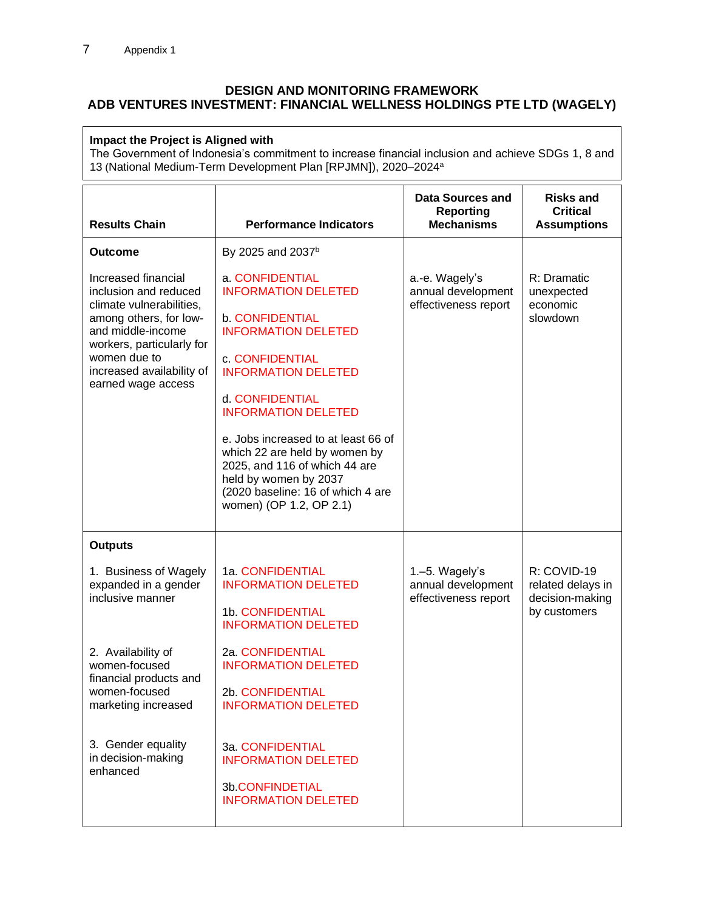**DESIGN AND MONITORING FRAMEWORK**
**ADB VENTURES INVESTMENT: FINANCIAL WELLNESS HOLDINGS PTE LTD (WAGELY)**

| **Impact the Project is Aligned with** |
|---|
| The Government of Indonesia's commitment to increase financial inclusion and achieve SDGs 1, 8 and 13 (National Medium-Term Development Plan [RPJMN]), 2020–2024[a] |

| Results Chain | Performance Indicators | Data Sources and Reporting Mechanisms | Risks and Critical Assumptions |
|---|---|---|---|
| **Outcome**<br><br>Increased financial inclusion and reduced climate vulnerabilities, among others, for low- and middle-income workers, particularly for women due to increased availability of earned wage access | By 2025 and 2037[b]<br><br>a. CONFIDENTIAL INFORMATION DELETED<br><br>b. CONFIDENTIAL INFORMATION DELETED<br><br>c. CONFIDENTIAL INFORMATION DELETED<br><br>d. CONFIDENTIAL INFORMATION DELETED<br><br>e. Jobs increased to at least 66 of which 22 are held by women by 2025, and 116 of which 44 are held by women by 2037 (2020 baseline: 16 of which 4 are women) (OP 1.2, OP 2.1) | a.-e. Wagely's annual development effectiveness report | R: Dramatic unexpected economic slowdown |
| **Outputs**<br><br>1. Business of Wagely expanded in a gender inclusive manner<br><br>2. Availability of women-focused financial products and women-focused marketing increased<br><br>3. Gender equality in decision-making enhanced | 1a. CONFIDENTIAL INFORMATION DELETED<br><br>1b. CONFIDENTIAL INFORMATION DELETED<br><br>2a. CONFIDENTIAL INFORMATION DELETED<br><br>2b. CONFIDENTIAL INFORMATION DELETED<br><br>3a. CONFIDENTIAL INFORMATION DELETED<br><br>3b.CONFINDETIAL INFORMATION DELETED | 1.–5. Wagely's annual development effectiveness report | R: COVID-19 related delays in decision-making by customers |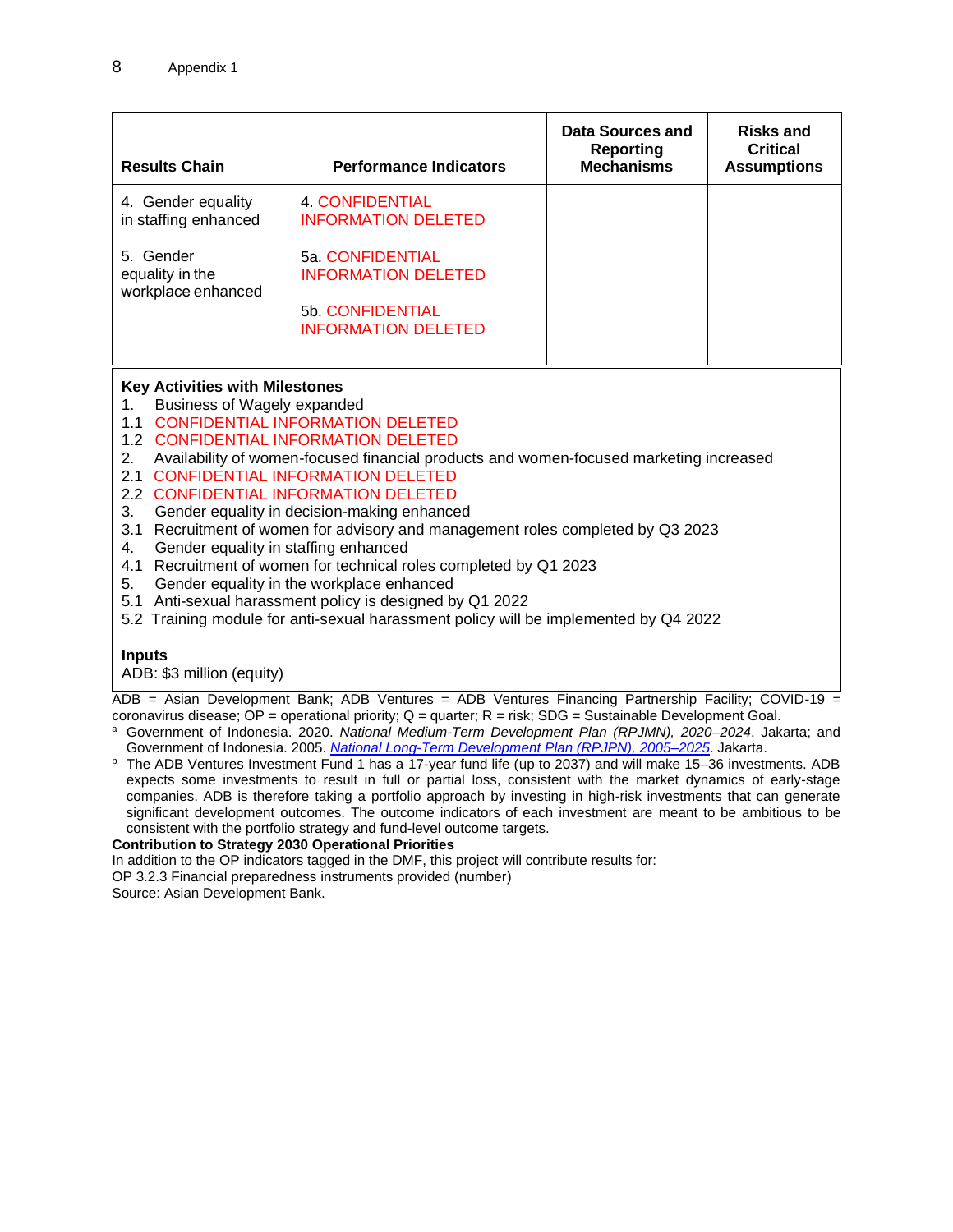| Results Chain | Performance Indicators | Data Sources and Reporting Mechanisms | Risks and Critical Assumptions |
|---|---|---|---|
| 4. Gender equality in staffing enhanced<br><br>5. Gender equality in the workplace enhanced | 4. CONFIDENTIAL INFORMATION DELETED<br><br>5a. CONFIDENTIAL INFORMATION DELETED<br><br>5b. CONFIDENTIAL INFORMATION DELETED | | |

**Key Activities with Milestones**

1. Business of Wagely expanded
1.1 CONFIDENTIAL INFORMATION DELETED
1.2 CONFIDENTIAL INFORMATION DELETED
2. Availability of women-focused financial products and women-focused marketing increased
2.1 CONFIDENTIAL INFORMATION DELETED
2.2 CONFIDENTIAL INFORMATION DELETED
3. Gender equality in decision-making enhanced
3.1 Recruitment of women for advisory and management roles completed by Q3 2023
4. Gender equality in staffing enhanced
4.1 Recruitment of women for technical roles completed by Q1 2023
5. Gender equality in the workplace enhanced
5.1 Anti-sexual harassment policy is designed by Q1 2022
5.2 Training module for anti-sexual harassment policy will be implemented by Q4 2022

**Inputs**

ADB: $3 million (equity)

ADB = Asian Development Bank; ADB Ventures = ADB Ventures Financing Partnership Facility; COVID-19 = coronavirus disease; OP = operational priority; Q = quarter; R = risk; SDG = Sustainable Development Goal.

[a] Government of Indonesia. 2020. *National Medium-Term Development Plan (RPJMN), 2020–2024*. Jakarta; and Government of Indonesia. 2005. *National Long-Term Development Plan (RPJPN), 2005–2025*. Jakarta.

[b] The ADB Ventures Investment Fund 1 has a 17-year fund life (up to 2037) and will make 15–36 investments. ADB expects some investments to result in full or partial loss, consistent with the market dynamics of early-stage companies. ADB is therefore taking a portfolio approach by investing in high-risk investments that can generate significant development outcomes. The outcome indicators of each investment are meant to be ambitious to be consistent with the portfolio strategy and fund-level outcome targets.

**Contribution to Strategy 2030 Operational Priorities**

In addition to the OP indicators tagged in the DMF, this project will contribute results for:

OP 3.2.3 Financial preparedness instruments provided (number)

Source: Asian Development Bank.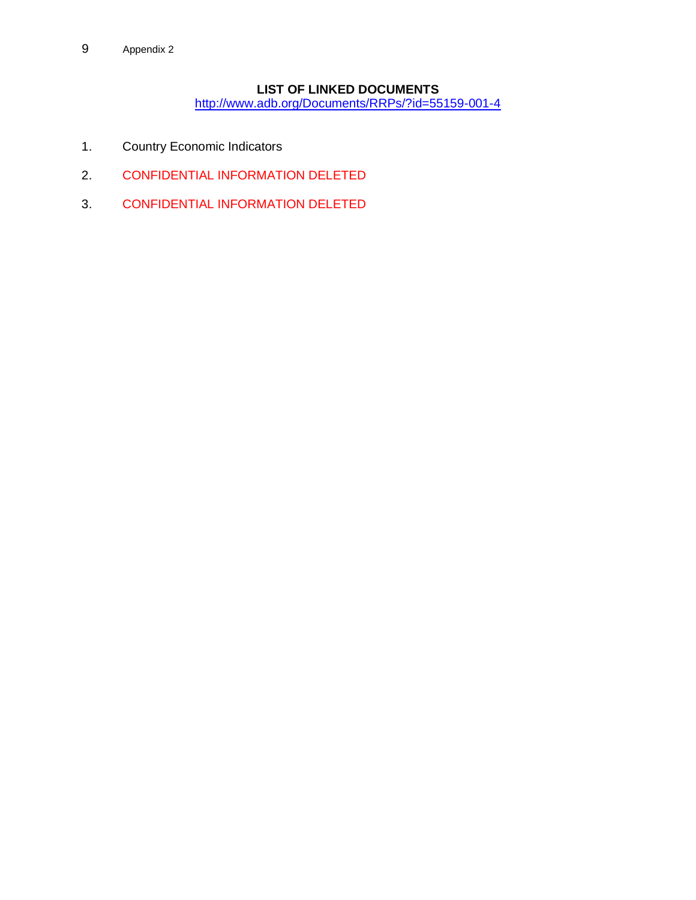Appendix 2

**LIST OF LINKED DOCUMENTS**

http://www.adb.org/Documents/RRPs/?id=55159-001-4

1. Country Economic Indicators
2. CONFIDENTIAL INFORMATION DELETED
3. CONFIDENTIAL INFORMATION DELETED